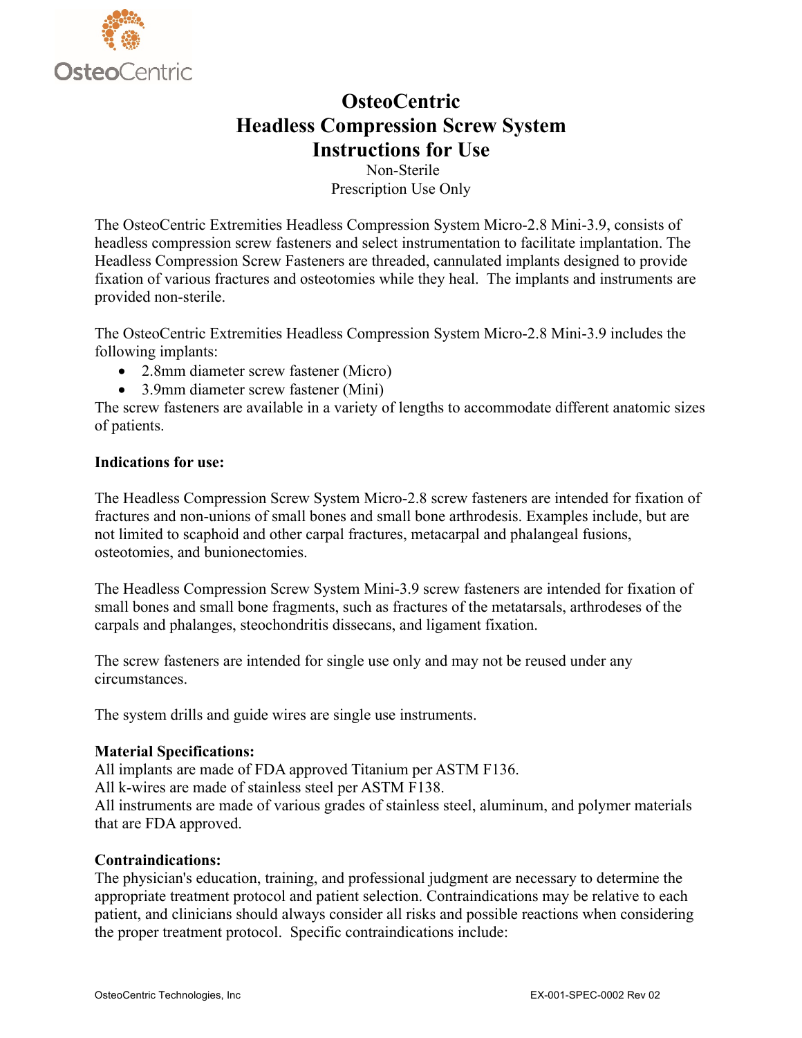OsteoCentric

# OsteoCentric Headless Compression Screw System Instructions for Use

Non-Sterile

Prescription Use Only

The OsteoCentric Extremities Headless Compression System Micro-2.8 Mini-3.9, consists of headless compression screw fasteners and select instrumentation to facilitate implantation. The Headless Compression Screw Fasteners are threaded, cannulated implants designed to provide fixation of various fractures and osteotomies while they heal. The implants and instruments are provided non-sterile.

The OsteoCentric Extremities Headless Compression System Micro-2.8 Mini-3.9 includes the following implants:

- 2.8mm diameter screw fastener (Micro)
- 3.9mm diameter screw fastener (Mini)

The screw fasteners are available in a variety of lengths to accommodate different anatomic sizes of patients.

**Indications for use:**

The Headless Compression Screw System Micro-2.8 screw fasteners are intended for fixation of fractures and non-unions of small bones and small bone arthrodesis. Examples include, but are not limited to scaphoid and other carpal fractures, metacarpal and phalangeal fusions, osteotomies, and bunionectomies.

The Headless Compression Screw System Mini-3.9 screw fasteners are intended for fixation of small bones and small bone fragments, such as fractures of the metatarsals, arthrodeses of the carpals and phalanges, steochondritis dissecans, and ligament fixation.

The screw fasteners are intended for single use only and may not be reused under any circumstances.

The system drills and guide wires are single use instruments.

**Material Specifications:**

All implants are made of FDA approved Titanium per ASTM F136.
All k-wires are made of stainless steel per ASTM F138.
All instruments are made of various grades of stainless steel, aluminum, and polymer materials that are FDA approved.

**Contraindications:**

The physician's education, training, and professional judgment are necessary to determine the appropriate treatment protocol and patient selection. Contraindications may be relative to each patient, and clinicians should always consider all risks and possible reactions when considering the proper treatment protocol. Specific contraindications include: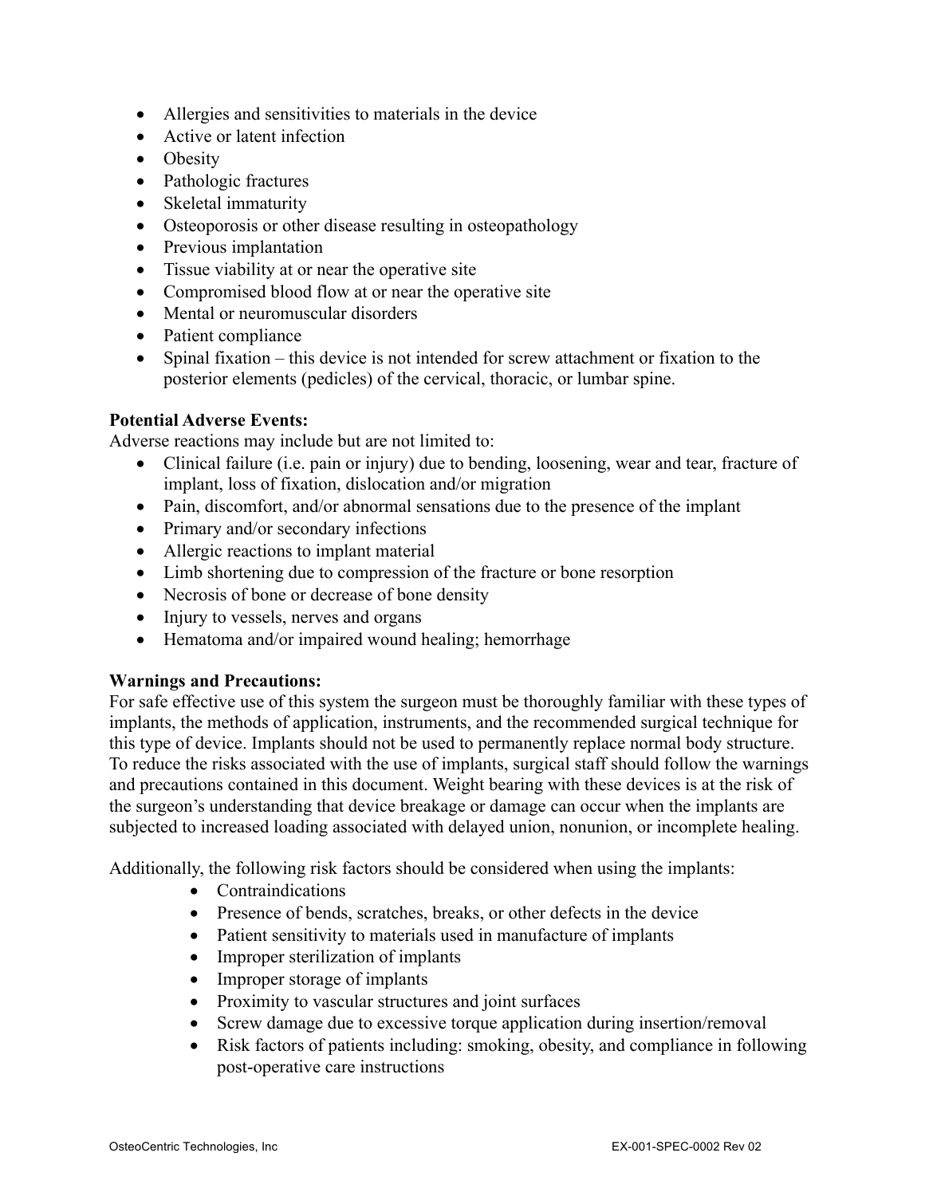- Allergies and sensitivities to materials in the device
- Active or latent infection
- Obesity
- Pathologic fractures
- Skeletal immaturity
- Osteoporosis or other disease resulting in osteopathology
- Previous implantation
- Tissue viability at or near the operative site
- Compromised blood flow at or near the operative site
- Mental or neuromuscular disorders
- Patient compliance
- Spinal fixation – this device is not intended for screw attachment or fixation to the posterior elements (pedicles) of the cervical, thoracic, or lumbar spine.

**Potential Adverse Events:**
Adverse reactions may include but are not limited to:

- Clinical failure (i.e. pain or injury) due to bending, loosening, wear and tear, fracture of implant, loss of fixation, dislocation and/or migration
- Pain, discomfort, and/or abnormal sensations due to the presence of the implant
- Primary and/or secondary infections
- Allergic reactions to implant material
- Limb shortening due to compression of the fracture or bone resorption
- Necrosis of bone or decrease of bone density
- Injury to vessels, nerves and organs
- Hematoma and/or impaired wound healing; hemorrhage

**Warnings and Precautions:**
For safe effective use of this system the surgeon must be thoroughly familiar with these types of implants, the methods of application, instruments, and the recommended surgical technique for this type of device. Implants should not be used to permanently replace normal body structure. To reduce the risks associated with the use of implants, surgical staff should follow the warnings and precautions contained in this document. Weight bearing with these devices is at the risk of the surgeon's understanding that device breakage or damage can occur when the implants are subjected to increased loading associated with delayed union, nonunion, or incomplete healing.

Additionally, the following risk factors should be considered when using the implants:

- Contraindications
- Presence of bends, scratches, breaks, or other defects in the device
- Patient sensitivity to materials used in manufacture of implants
- Improper sterilization of implants
- Improper storage of implants
- Proximity to vascular structures and joint surfaces
- Screw damage due to excessive torque application during insertion/removal
- Risk factors of patients including: smoking, obesity, and compliance in following post-operative care instructions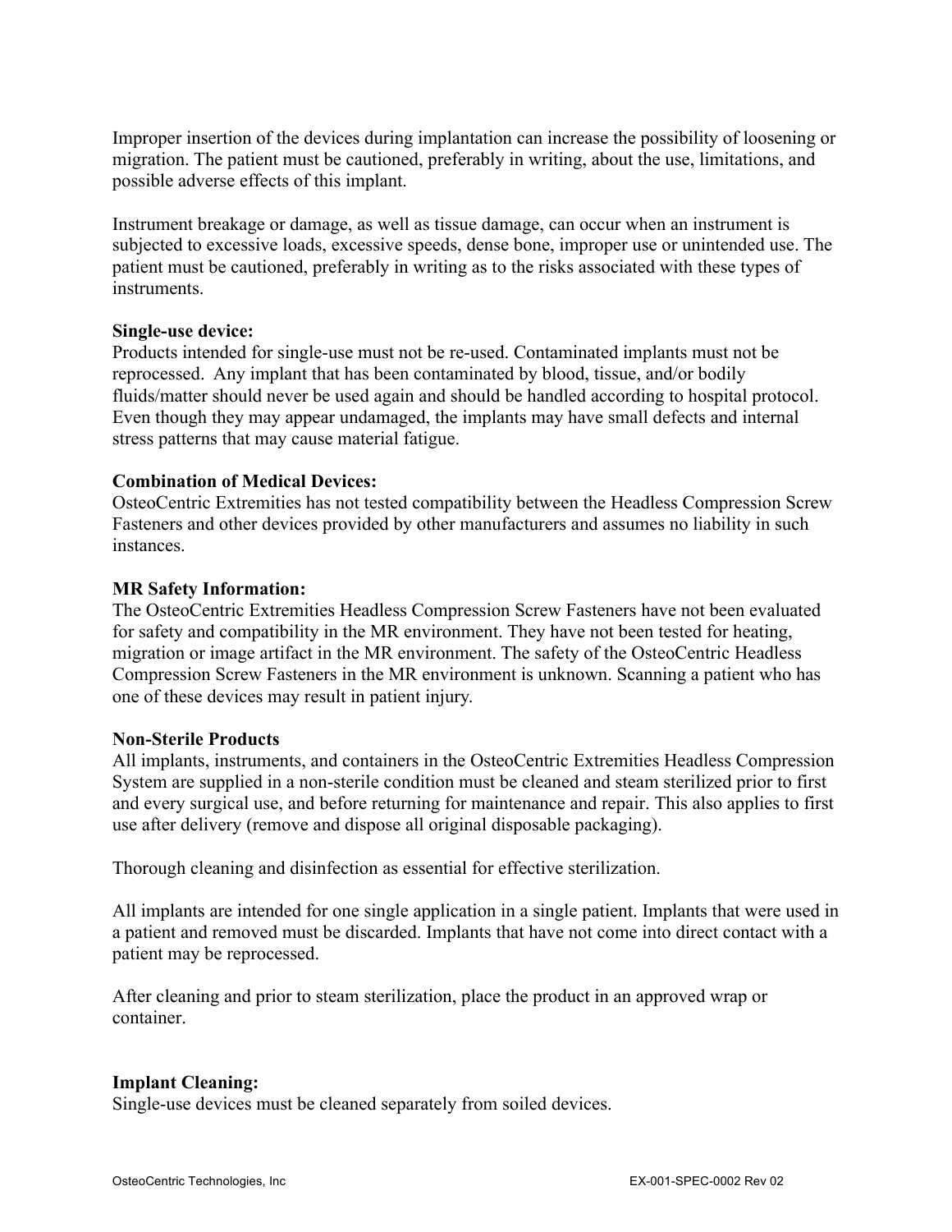Improper insertion of the devices during implantation can increase the possibility of loosening or migration. The patient must be cautioned, preferably in writing, about the use, limitations, and possible adverse effects of this implant.

Instrument breakage or damage, as well as tissue damage, can occur when an instrument is subjected to excessive loads, excessive speeds, dense bone, improper use or unintended use. The patient must be cautioned, preferably in writing as to the risks associated with these types of instruments.

**Single-use device:**
Products intended for single-use must not be re-used. Contaminated implants must not be reprocessed. Any implant that has been contaminated by blood, tissue, and/or bodily fluids/matter should never be used again and should be handled according to hospital protocol. Even though they may appear undamaged, the implants may have small defects and internal stress patterns that may cause material fatigue.

**Combination of Medical Devices:**
OsteoCentric Extremities has not tested compatibility between the Headless Compression Screw Fasteners and other devices provided by other manufacturers and assumes no liability in such instances.

**MR Safety Information:**
The OsteoCentric Extremities Headless Compression Screw Fasteners have not been evaluated for safety and compatibility in the MR environment. They have not been tested for heating, migration or image artifact in the MR environment. The safety of the OsteoCentric Headless Compression Screw Fasteners in the MR environment is unknown. Scanning a patient who has one of these devices may result in patient injury.

**Non-Sterile Products**
All implants, instruments, and containers in the OsteoCentric Extremities Headless Compression System are supplied in a non-sterile condition must be cleaned and steam sterilized prior to first and every surgical use, and before returning for maintenance and repair. This also applies to first use after delivery (remove and dispose all original disposable packaging).

Thorough cleaning and disinfection as essential for effective sterilization.

All implants are intended for one single application in a single patient. Implants that were used in a patient and removed must be discarded. Implants that have not come into direct contact with a patient may be reprocessed.

After cleaning and prior to steam sterilization, place the product in an approved wrap or container.

**Implant Cleaning:**
Single-use devices must be cleaned separately from soiled devices.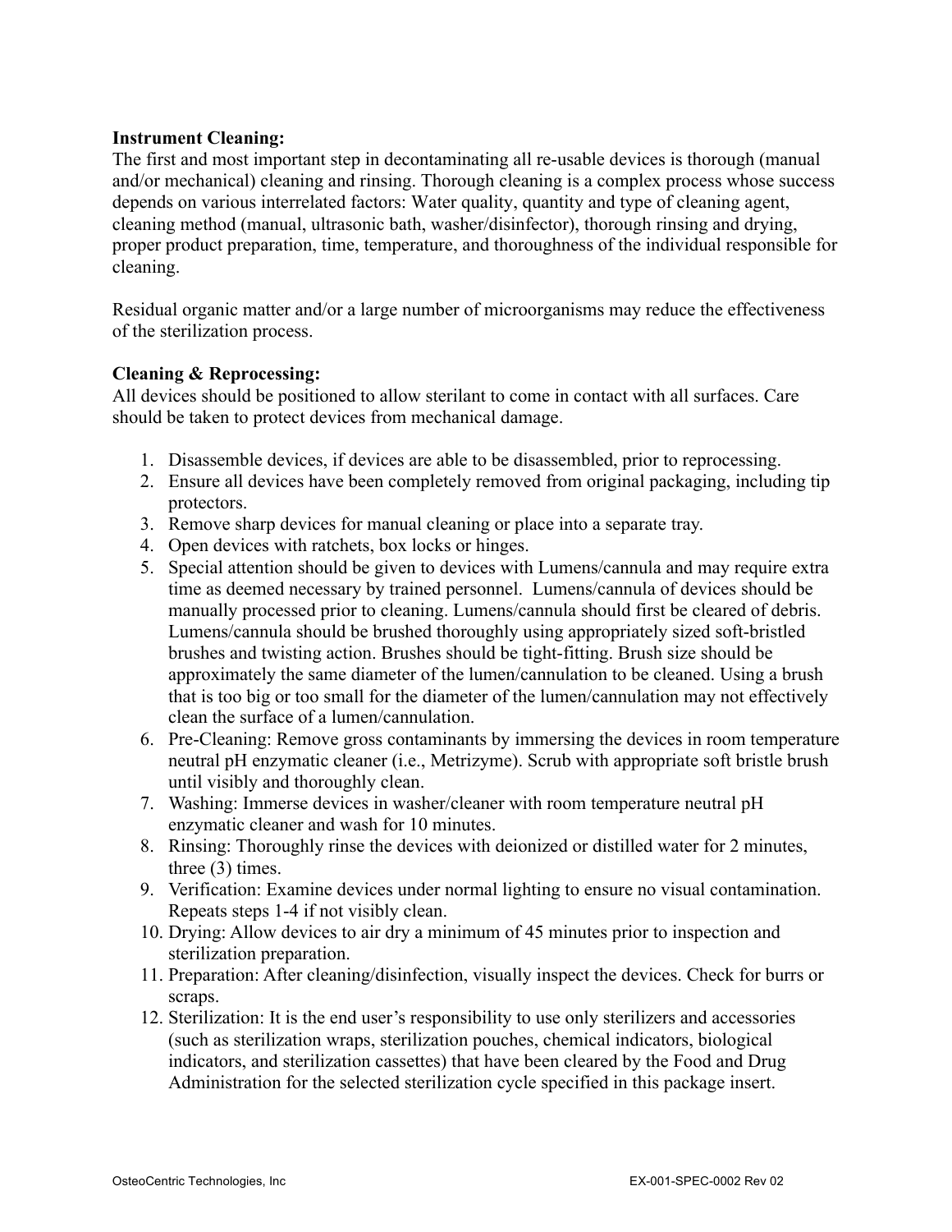**Instrument Cleaning:**
The first and most important step in decontaminating all re-usable devices is thorough (manual and/or mechanical) cleaning and rinsing. Thorough cleaning is a complex process whose success depends on various interrelated factors: Water quality, quantity and type of cleaning agent, cleaning method (manual, ultrasonic bath, washer/disinfector), thorough rinsing and drying, proper product preparation, time, temperature, and thoroughness of the individual responsible for cleaning.

Residual organic matter and/or a large number of microorganisms may reduce the effectiveness of the sterilization process.

**Cleaning & Reprocessing:**
All devices should be positioned to allow sterilant to come in contact with all surfaces. Care should be taken to protect devices from mechanical damage.

1. Disassemble devices, if devices are able to be disassembled, prior to reprocessing.
2. Ensure all devices have been completely removed from original packaging, including tip protectors.
3. Remove sharp devices for manual cleaning or place into a separate tray.
4. Open devices with ratchets, box locks or hinges.
5. Special attention should be given to devices with Lumens/cannula and may require extra time as deemed necessary by trained personnel. Lumens/cannula of devices should be manually processed prior to cleaning. Lumens/cannula should first be cleared of debris. Lumens/cannula should be brushed thoroughly using appropriately sized soft-bristled brushes and twisting action. Brushes should be tight-fitting. Brush size should be approximately the same diameter of the lumen/cannulation to be cleaned. Using a brush that is too big or too small for the diameter of the lumen/cannulation may not effectively clean the surface of a lumen/cannulation.
6. Pre-Cleaning: Remove gross contaminants by immersing the devices in room temperature neutral pH enzymatic cleaner (i.e., Metrizyme). Scrub with appropriate soft bristle brush until visibly and thoroughly clean.
7. Washing: Immerse devices in washer/cleaner with room temperature neutral pH enzymatic cleaner and wash for 10 minutes.
8. Rinsing: Thoroughly rinse the devices with deionized or distilled water for 2 minutes, three (3) times.
9. Verification: Examine devices under normal lighting to ensure no visual contamination. Repeats steps 1-4 if not visibly clean.
10. Drying: Allow devices to air dry a minimum of 45 minutes prior to inspection and sterilization preparation.
11. Preparation: After cleaning/disinfection, visually inspect the devices. Check for burrs or scraps.
12. Sterilization: It is the end user's responsibility to use only sterilizers and accessories (such as sterilization wraps, sterilization pouches, chemical indicators, biological indicators, and sterilization cassettes) that have been cleared by the Food and Drug Administration for the selected sterilization cycle specified in this package insert.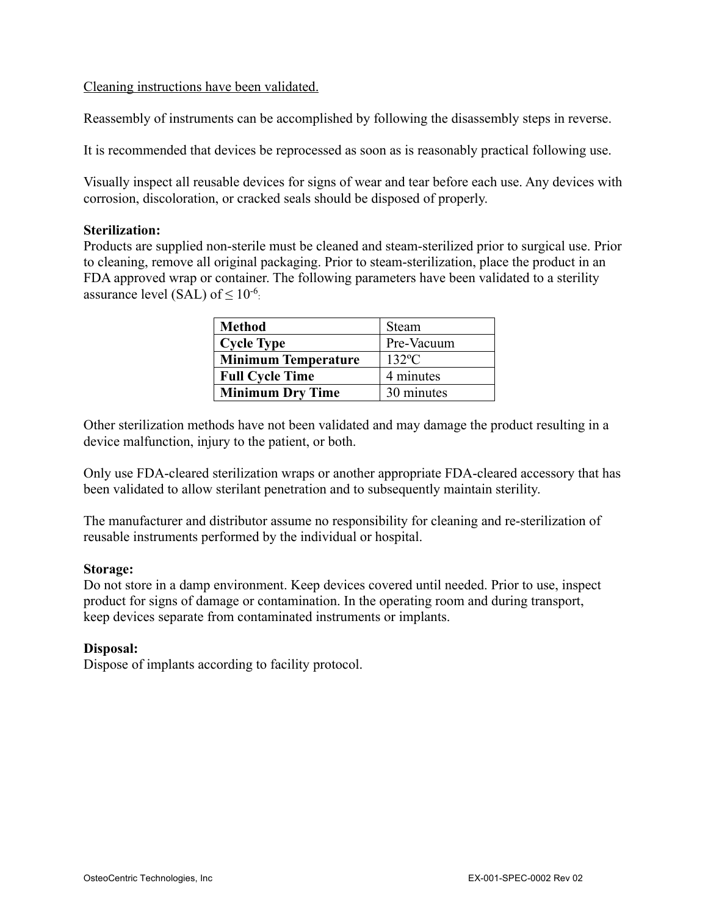Cleaning instructions have been validated.

Reassembly of instruments can be accomplished by following the disassembly steps in reverse.

It is recommended that devices be reprocessed as soon as is reasonably practical following use.

Visually inspect all reusable devices for signs of wear and tear before each use. Any devices with corrosion, discoloration, or cracked seals should be disposed of properly.

**Sterilization:**
Products are supplied non-sterile must be cleaned and steam-sterilized prior to surgical use. Prior to cleaning, remove all original packaging. Prior to steam-sterilization, place the product in an FDA approved wrap or container. The following parameters have been validated to a sterility assurance level (SAL) of $\leq 10^{-6}$:

| **Method** | Steam |
|---|---|
| **Cycle Type** | Pre-Vacuum |
| **Minimum Temperature** | 132ºC |
| **Full Cycle Time** | 4 minutes |
| **Minimum Dry Time** | 30 minutes |

Other sterilization methods have not been validated and may damage the product resulting in a device malfunction, injury to the patient, or both.

Only use FDA-cleared sterilization wraps or another appropriate FDA-cleared accessory that has been validated to allow sterilant penetration and to subsequently maintain sterility.

The manufacturer and distributor assume no responsibility for cleaning and re-sterilization of reusable instruments performed by the individual or hospital.

**Storage:**
Do not store in a damp environment. Keep devices covered until needed. Prior to use, inspect product for signs of damage or contamination. In the operating room and during transport, keep devices separate from contaminated instruments or implants.

**Disposal:**
Dispose of implants according to facility protocol.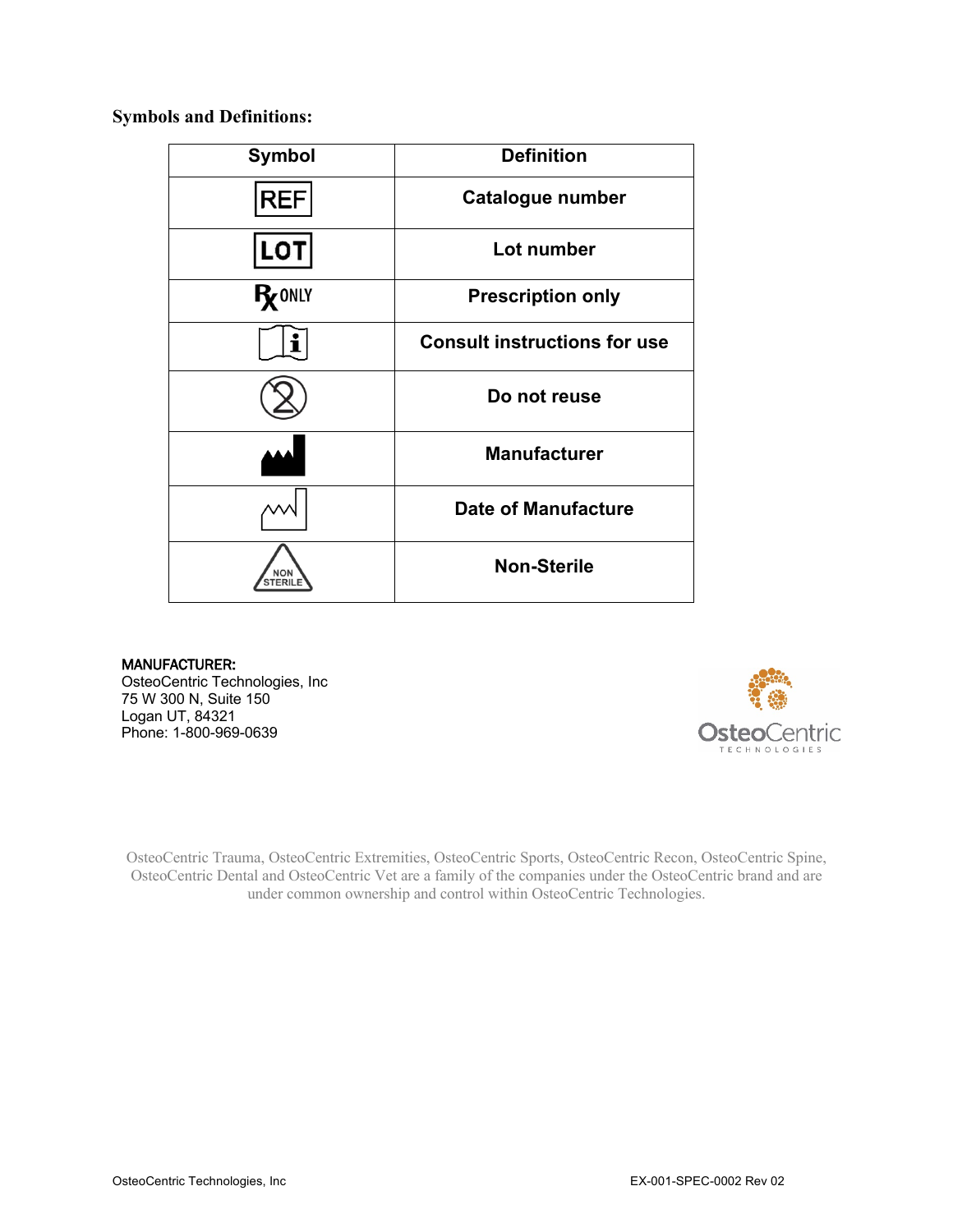**Symbols and Definitions:**

| Symbol | Definition |
|---|---|
| REF | Catalogue number |
| LOT | Lot number |
| Rx ONLY | Prescription only |
| | Consult instructions for use |
| | Do not reuse |
| | Manufacturer |
| | Date of Manufacture |
| NON STERILE | Non-Sterile |

**MANUFACTURER:**
OsteoCentric Technologies, Inc
75 W 300 N, Suite 150
Logan UT, 84321
Phone: 1-800-969-0639

OsteoCentric
TECHNOLOGIES

OsteoCentric Trauma, OsteoCentric Extremities, OsteoCentric Sports, OsteoCentric Recon, OsteoCentric Spine, OsteoCentric Dental and OsteoCentric Vet are a family of the companies under the OsteoCentric brand and are under common ownership and control within OsteoCentric Technologies.

OsteoCentric Technologies, Inc EX-001-SPEC-0002 Rev 02